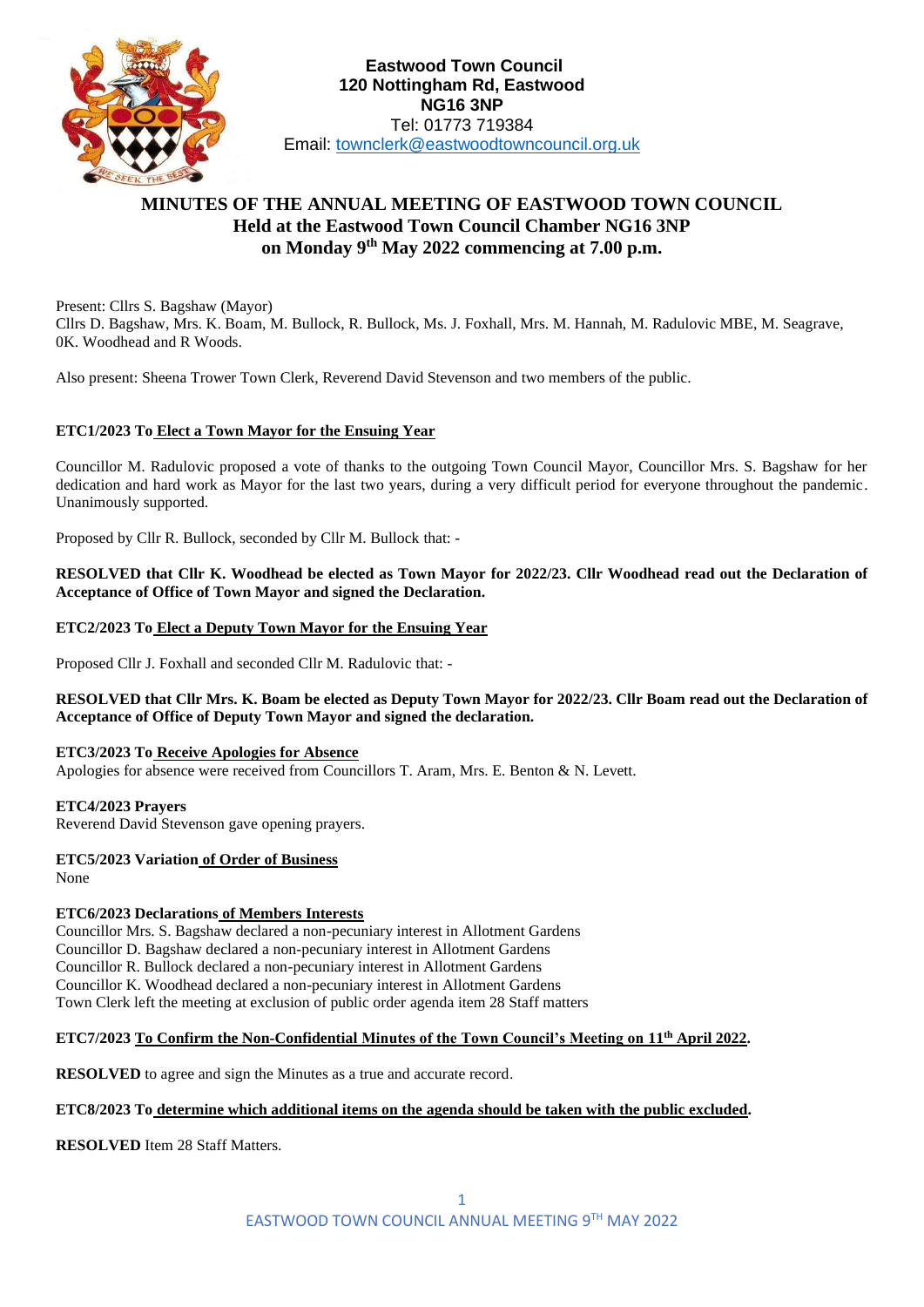**Eastwood Town Council**
**120 Nottingham Rd, Eastwood**
**NG16 3NP**
Tel: 01773 719384
Email: townclerk@eastwoodtowncouncil.org.uk

# MINUTES OF THE ANNUAL MEETING OF EASTWOOD TOWN COUNCIL
## Held at the Eastwood Town Council Chamber NG16 3NP
## on Monday 9th May 2022 commencing at 7.00 p.m.

Present: Cllrs S. Bagshaw (Mayor)
Cllrs D. Bagshaw, Mrs. K. Boam, M. Bullock, R. Bullock, Ms. J. Foxhall, Mrs. M. Hannah, M. Radulovic MBE, M. Seagrave, 0K. Woodhead and R Woods.

Also present: Sheena Trower Town Clerk, Reverend David Stevenson and two members of the public.

**ETC1/2023 To Elect a Town Mayor for the Ensuing Year**

Councillor M. Radulovic proposed a vote of thanks to the outgoing Town Council Mayor, Councillor Mrs. S. Bagshaw for her dedication and hard work as Mayor for the last two years, during a very difficult period for everyone throughout the pandemic. Unanimously supported.

Proposed by Cllr R. Bullock, seconded by Cllr M. Bullock that: -

**RESOLVED that Cllr K. Woodhead be elected as Town Mayor for 2022/23. Cllr Woodhead read out the Declaration of Acceptance of Office of Town Mayor and signed the Declaration.**

**ETC2/2023 To Elect a Deputy Town Mayor for the Ensuing Year**

Proposed Cllr J. Foxhall and seconded Cllr M. Radulovic that: -

**RESOLVED that Cllr Mrs. K. Boam be elected as Deputy Town Mayor for 2022/23. Cllr Boam read out the Declaration of Acceptance of Office of Deputy Town Mayor and signed the declaration.**

**ETC3/2023 To Receive Apologies for Absence**
Apologies for absence were received from Councillors T. Aram, Mrs. E. Benton & N. Levett.

**ETC4/2023 Prayers**
Reverend David Stevenson gave opening prayers.

**ETC5/2023 Variation of Order of Business**
None

**ETC6/2023 Declarations of Members Interests**
Councillor Mrs. S. Bagshaw declared a non-pecuniary interest in Allotment Gardens
Councillor D. Bagshaw declared a non-pecuniary interest in Allotment Gardens
Councillor R. Bullock declared a non-pecuniary interest in Allotment Gardens
Councillor K. Woodhead declared a non-pecuniary interest in Allotment Gardens
Town Clerk left the meeting at exclusion of public order agenda item 28 Staff matters

**ETC7/2023 To Confirm the Non-Confidential Minutes of the Town Council's Meeting on 11th April 2022.**

**RESOLVED** to agree and sign the Minutes as a true and accurate record.

**ETC8/2023 To determine which additional items on the agenda should be taken with the public excluded.**

**RESOLVED** Item 28 Staff Matters.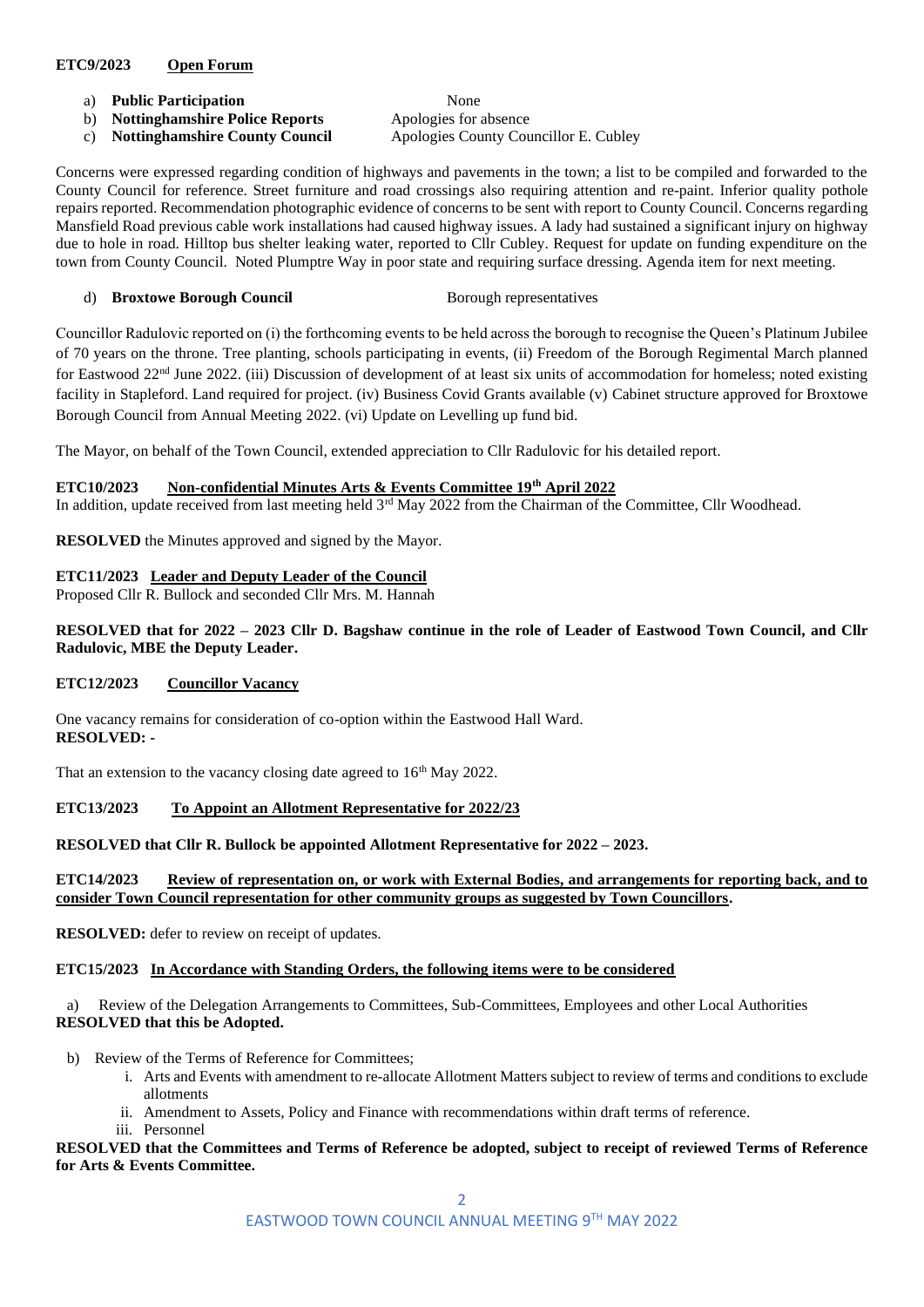**ETC9/2023 Open Forum**

a) **Public Participation** None
b) **Nottinghamshire Police Reports** Apologies for absence
c) **Nottinghamshire County Council** Apologies County Councillor E. Cubley

Concerns were expressed regarding condition of highways and pavements in the town; a list to be compiled and forwarded to the County Council for reference. Street furniture and road crossings also requiring attention and re-paint. Inferior quality pothole repairs reported. Recommendation photographic evidence of concerns to be sent with report to County Council. Concerns regarding Mansfield Road previous cable work installations had caused highway issues. A lady had sustained a significant injury on highway due to hole in road. Hilltop bus shelter leaking water, reported to Cllr Cubley. Request for update on funding expenditure on the town from County Council. Noted Plumptre Way in poor state and requiring surface dressing. Agenda item for next meeting.

d) **Broxtowe Borough Council** Borough representatives

Councillor Radulovic reported on (i) the forthcoming events to be held across the borough to recognise the Queen's Platinum Jubilee of 70 years on the throne. Tree planting, schools participating in events, (ii) Freedom of the Borough Regimental March planned for Eastwood 22nd June 2022. (iii) Discussion of development of at least six units of accommodation for homeless; noted existing facility in Stapleford. Land required for project. (iv) Business Covid Grants available (v) Cabinet structure approved for Broxtowe Borough Council from Annual Meeting 2022. (vi) Update on Levelling up fund bid.

The Mayor, on behalf of the Town Council, extended appreciation to Cllr Radulovic for his detailed report.

**ETC10/2023 Non-confidential Minutes Arts & Events Committee 19th April 2022**

In addition, update received from last meeting held 3rd May 2022 from the Chairman of the Committee, Cllr Woodhead.

**RESOLVED** the Minutes approved and signed by the Mayor.

**ETC11/2023 Leader and Deputy Leader of the Council**

Proposed Cllr R. Bullock and seconded Cllr Mrs. M. Hannah

**RESOLVED that for 2022 – 2023 Cllr D. Bagshaw continue in the role of Leader of Eastwood Town Council, and Cllr Radulovic, MBE the Deputy Leader.**

**ETC12/2023 Councillor Vacancy**

One vacancy remains for consideration of co-option within the Eastwood Hall Ward.
**RESOLVED: -**

That an extension to the vacancy closing date agreed to 16th May 2022.

**ETC13/2023 To Appoint an Allotment Representative for 2022/23**

**RESOLVED that Cllr R. Bullock be appointed Allotment Representative for 2022 – 2023.**

**ETC14/2023 Review of representation on, or work with External Bodies, and arrangements for reporting back, and to consider Town Council representation for other community groups as suggested by Town Councillors.**

**RESOLVED:** defer to review on receipt of updates.

**ETC15/2023 In Accordance with Standing Orders, the following items were to be considered**

a) Review of the Delegation Arrangements to Committees, Sub-Committees, Employees and other Local Authorities
**RESOLVED that this be Adopted.**

b) Review of the Terms of Reference for Committees;
   i. Arts and Events with amendment to re-allocate Allotment Matters subject to review of terms and conditions to exclude allotments
   ii. Amendment to Assets, Policy and Finance with recommendations within draft terms of reference.
   iii. Personnel

**RESOLVED that the Committees and Terms of Reference be adopted, subject to receipt of reviewed Terms of Reference for Arts & Events Committee.**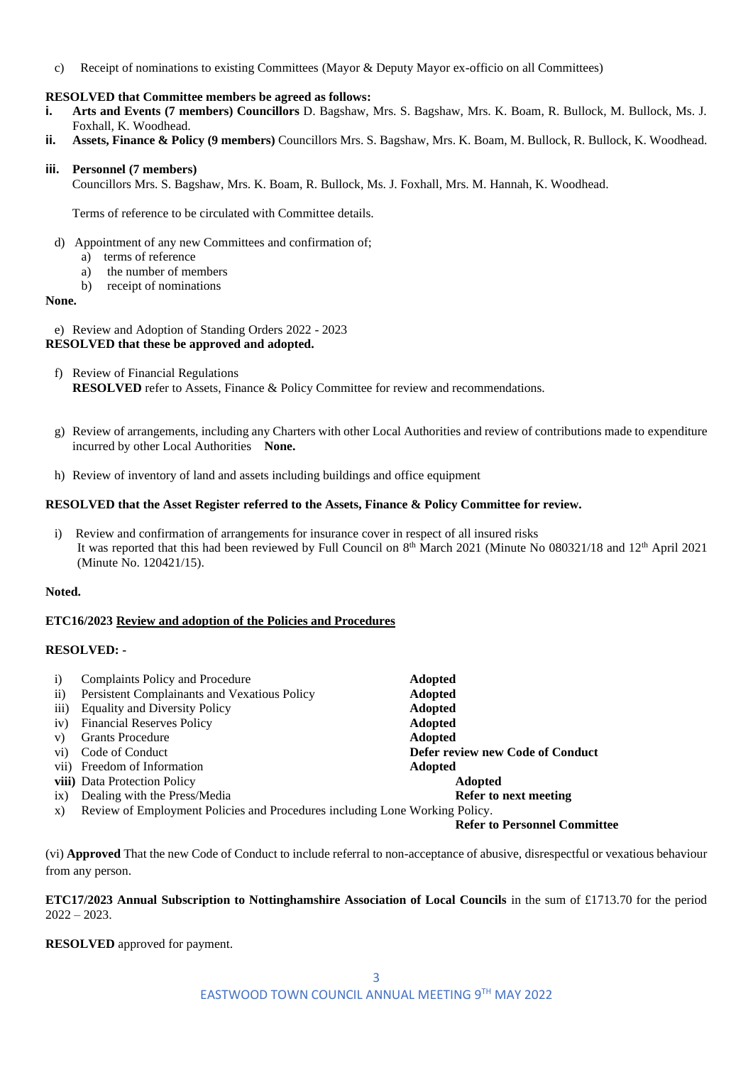c) Receipt of nominations to existing Committees (Mayor & Deputy Mayor ex-officio on all Committees)

**RESOLVED that Committee members be agreed as follows:**

**i. Arts and Events (7 members) Councillors** D. Bagshaw, Mrs. S. Bagshaw, Mrs. K. Boam, R. Bullock, M. Bullock, Ms. J. Foxhall, K. Woodhead.

**ii. Assets, Finance & Policy (9 members)** Councillors Mrs. S. Bagshaw, Mrs. K. Boam, M. Bullock, R. Bullock, K. Woodhead.

**iii. Personnel (7 members)**
Councillors Mrs. S. Bagshaw, Mrs. K. Boam, R. Bullock, Ms. J. Foxhall, Mrs. M. Hannah, K. Woodhead.

Terms of reference to be circulated with Committee details.

d) Appointment of any new Committees and confirmation of;
   a) terms of reference
   a) the number of members
   b) receipt of nominations

**None.**

e) Review and Adoption of Standing Orders 2022 - 2023

**RESOLVED that these be approved and adopted.**

f) Review of Financial Regulations
**RESOLVED** refer to Assets, Finance & Policy Committee for review and recommendations.

g) Review of arrangements, including any Charters with other Local Authorities and review of contributions made to expenditure incurred by other Local Authorities **None.**

h) Review of inventory of land and assets including buildings and office equipment

**RESOLVED that the Asset Register referred to the Assets, Finance & Policy Committee for review.**

i) Review and confirmation of arrangements for insurance cover in respect of all insured risks
It was reported that this had been reviewed by Full Council on 8th March 2021 (Minute No 080321/18 and 12th April 2021 (Minute No. 120421/15).

**Noted.**

**ETC16/2023 <u>Review and adoption of the Policies and Procedures</u>**

**RESOLVED: -**

| | | |
|---|---|---|
| i) | Complaints Policy and Procedure | **Adopted** |
| ii) | Persistent Complainants and Vexatious Policy | **Adopted** |
| iii) | Equality and Diversity Policy | **Adopted** |
| iv) | Financial Reserves Policy | **Adopted** |
| v) | Grants Procedure | **Adopted** |
| vi) | Code of Conduct | **Defer review new Code of Conduct** |
| vii) | Freedom of Information | **Adopted** |
| **viii)** | Data Protection Policy | **Adopted** |
| ix) | Dealing with the Press/Media | **Refer to next meeting** |
| x) | Review of Employment Policies and Procedures including Lone Working Policy. | **Refer to Personnel Committee** |

(vi) **Approved** That the new Code of Conduct to include referral to non-acceptance of abusive, disrespectful or vexatious behaviour from any person.

**ETC17/2023 Annual Subscription to Nottinghamshire Association of Local Councils** in the sum of £1713.70 for the period 2022 – 2023.

**RESOLVED** approved for payment.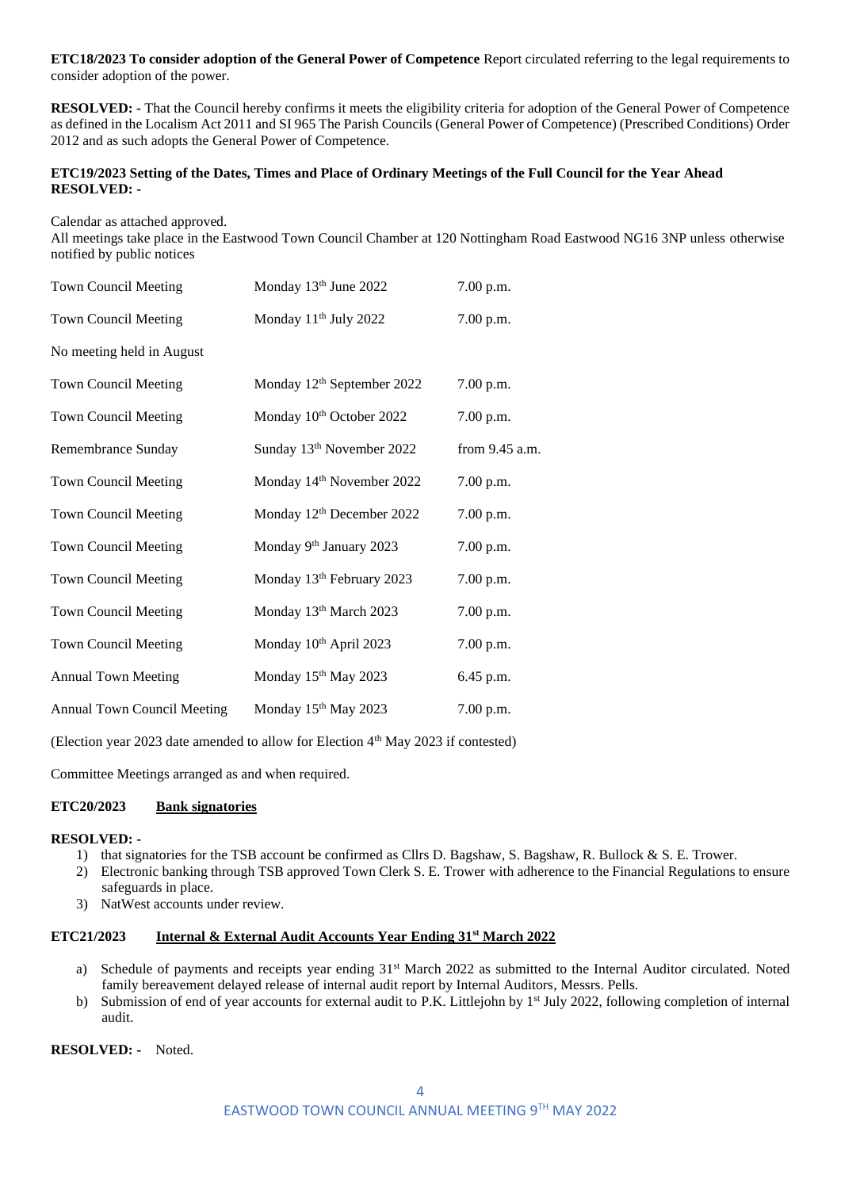**ETC18/2023 To consider adoption of the General Power of Competence** Report circulated referring to the legal requirements to consider adoption of the power.

**RESOLVED: -** That the Council hereby confirms it meets the eligibility criteria for adoption of the General Power of Competence as defined in the Localism Act 2011 and SI 965 The Parish Councils (General Power of Competence) (Prescribed Conditions) Order 2012 and as such adopts the General Power of Competence.

**ETC19/2023 Setting of the Dates, Times and Place of Ordinary Meetings of the Full Council for the Year Ahead**
**RESOLVED: -**

Calendar as attached approved.
All meetings take place in the Eastwood Town Council Chamber at 120 Nottingham Road Eastwood NG16 3NP unless otherwise notified by public notices

| | | |
|---|---|---|
| Town Council Meeting | Monday 13th June 2022 | 7.00 p.m. |
| Town Council Meeting | Monday 11th July 2022 | 7.00 p.m. |
| No meeting held in August | | |
| Town Council Meeting | Monday 12th September 2022 | 7.00 p.m. |
| Town Council Meeting | Monday 10th October 2022 | 7.00 p.m. |
| Remembrance Sunday | Sunday 13th November 2022 | from 9.45 a.m. |
| Town Council Meeting | Monday 14th November 2022 | 7.00 p.m. |
| Town Council Meeting | Monday 12th December 2022 | 7.00 p.m. |
| Town Council Meeting | Monday 9th January 2023 | 7.00 p.m. |
| Town Council Meeting | Monday 13th February 2023 | 7.00 p.m. |
| Town Council Meeting | Monday 13th March 2023 | 7.00 p.m. |
| Town Council Meeting | Monday 10th April 2023 | 7.00 p.m. |
| Annual Town Meeting | Monday 15th May 2023 | 6.45 p.m. |
| Annual Town Council Meeting | Monday 15th May 2023 | 7.00 p.m. |

(Election year 2023 date amended to allow for Election 4th May 2023 if contested)

Committee Meetings arranged as and when required.

**ETC20/2023 <u>Bank signatories</u>**

**RESOLVED: -**

1) that signatories for the TSB account be confirmed as Cllrs D. Bagshaw, S. Bagshaw, R. Bullock & S. E. Trower.
2) Electronic banking through TSB approved Town Clerk S. E. Trower with adherence to the Financial Regulations to ensure safeguards in place.
3) NatWest accounts under review.

**ETC21/2023 <u>Internal & External Audit Accounts Year Ending 31st March 2022</u>**

a) Schedule of payments and receipts year ending 31st March 2022 as submitted to the Internal Auditor circulated. Noted family bereavement delayed release of internal audit report by Internal Auditors, Messrs. Pells.
b) Submission of end of year accounts for external audit to P.K. Littlejohn by 1st July 2022, following completion of internal audit.

**RESOLVED: -** Noted.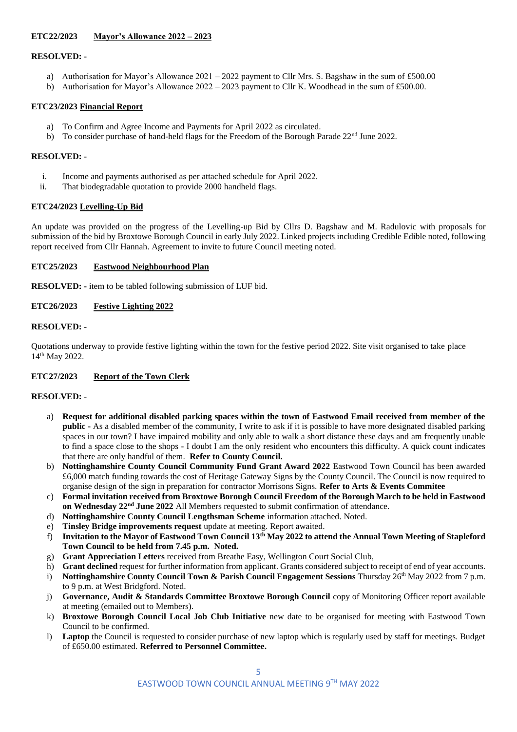**ETC22/2023 Mayor's Allowance 2022 – 2023**

**RESOLVED: -**

a) Authorisation for Mayor's Allowance 2021 – 2022 payment to Cllr Mrs. S. Bagshaw in the sum of £500.00
b) Authorisation for Mayor's Allowance 2022 – 2023 payment to Cllr K. Woodhead in the sum of £500.00.

**ETC23/2023 Financial Report**

a) To Confirm and Agree Income and Payments for April 2022 as circulated.
b) To consider purchase of hand-held flags for the Freedom of the Borough Parade 22nd June 2022.

**RESOLVED: -**

i. Income and payments authorised as per attached schedule for April 2022.
ii. That biodegradable quotation to provide 2000 handheld flags.

**ETC24/2023 Levelling-Up Bid**

An update was provided on the progress of the Levelling-up Bid by Cllrs D. Bagshaw and M. Radulovic with proposals for submission of the bid by Broxtowe Borough Council in early July 2022. Linked projects including Credible Edible noted, following report received from Cllr Hannah. Agreement to invite to future Council meeting noted.

**ETC25/2023 Eastwood Neighbourhood Plan**

**RESOLVED: -** item to be tabled following submission of LUF bid.

**ETC26/2023 Festive Lighting 2022**

**RESOLVED: -**

Quotations underway to provide festive lighting within the town for the festive period 2022. Site visit organised to take place 14th May 2022.

**ETC27/2023 Report of the Town Clerk**

**RESOLVED: -**

a) **Request for additional disabled parking spaces within the town of Eastwood Email received from member of the public -** As a disabled member of the community, I write to ask if it is possible to have more designated disabled parking spaces in our town? I have impaired mobility and only able to walk a short distance these days and am frequently unable to find a space close to the shops - I doubt I am the only resident who encounters this difficulty. A quick count indicates that there are only handful of them. **Refer to County Council.**
b) **Nottinghamshire County Council Community Fund Grant Award 2022** Eastwood Town Council has been awarded £6,000 match funding towards the cost of Heritage Gateway Signs by the County Council. The Council is now required to organise design of the sign in preparation for contractor Morrisons Signs. **Refer to Arts & Events Commitee**
c) **Formal invitation received from Broxtowe Borough Council Freedom of the Borough March to be held in Eastwood on Wednesday 22nd June 2022** All Members requested to submit confirmation of attendance.
d) **Nottinghamshire County Council Lengthsman Scheme** information attached. Noted.
e) **Tinsley Bridge improvements request** update at meeting. Report awaited.
f) **Invitation to the Mayor of Eastwood Town Council 13th May 2022 to attend the Annual Town Meeting of Stapleford Town Council to be held from 7.45 p.m. Noted.**
g) **Grant Appreciation Letters** received from Breathe Easy, Wellington Court Social Club,
h) **Grant declined** request for further information from applicant. Grants considered subject to receipt of end of year accounts.
i) **Nottinghamshire County Council Town & Parish Council Engagement Sessions** Thursday 26th May 2022 from 7 p.m. to 9 p.m. at West Bridgford. Noted.
j) **Governance, Audit & Standards Committee Broxtowe Borough Council** copy of Monitoring Officer report available at meeting (emailed out to Members).
k) **Broxtowe Borough Council Local Job Club Initiative** new date to be organised for meeting with Eastwood Town Council to be confirmed.
l) **Laptop** the Council is requested to consider purchase of new laptop which is regularly used by staff for meetings. Budget of £650.00 estimated. **Referred to Personnel Committee.**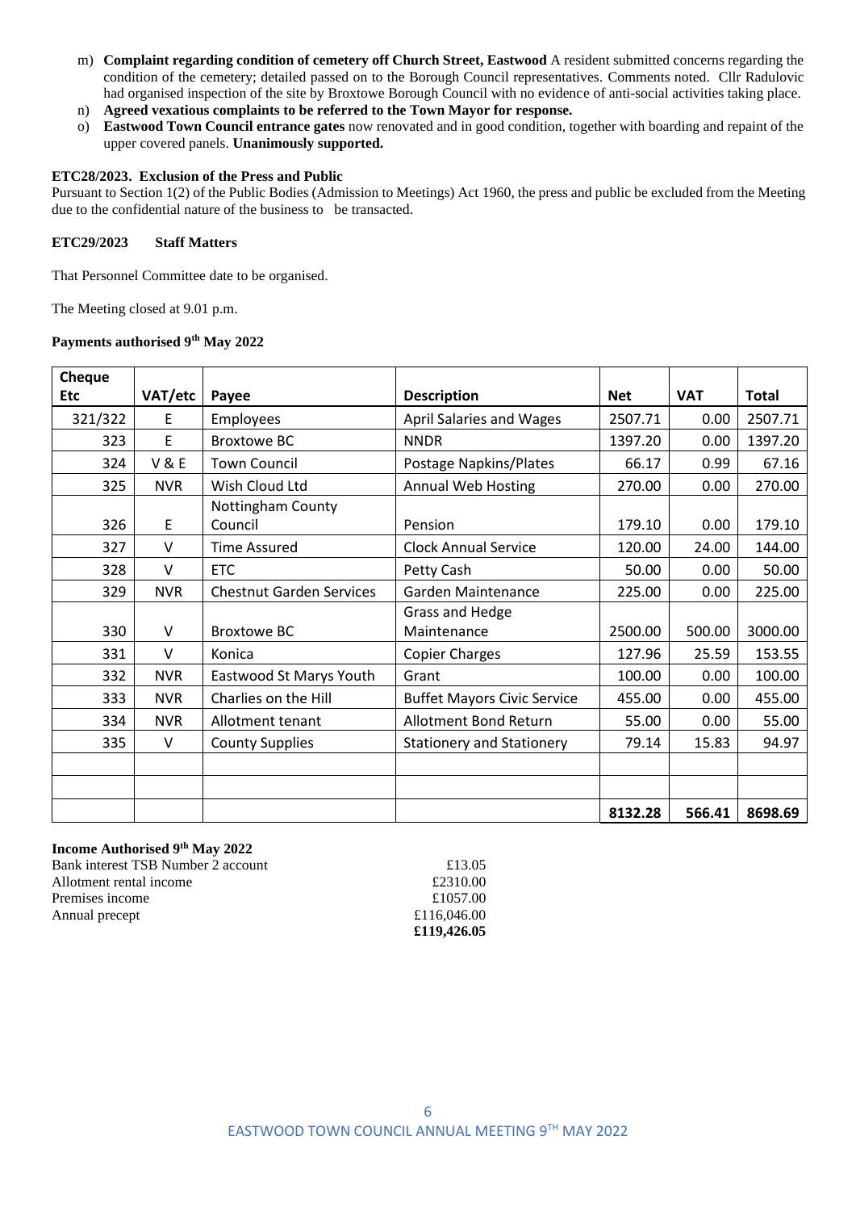m) **Complaint regarding condition of cemetery off Church Street, Eastwood** A resident submitted concerns regarding the condition of the cemetery; detailed passed on to the Borough Council representatives. Comments noted. Cllr Radulovic had organised inspection of the site by Broxtowe Borough Council with no evidence of anti-social activities taking place.

n) **Agreed vexatious complaints to be referred to the Town Mayor for response.**

o) **Eastwood Town Council entrance gates** now renovated and in good condition, together with boarding and repaint of the upper covered panels. **Unanimously supported.**

**ETC28/2023. Exclusion of the Press and Public**

Pursuant to Section 1(2) of the Public Bodies (Admission to Meetings) Act 1960, the press and public be excluded from the Meeting due to the confidential nature of the business to be transacted.

**ETC29/2023 Staff Matters**

That Personnel Committee date to be organised.

The Meeting closed at 9.01 p.m.

**Payments authorised 9th May 2022**

| Cheque Etc | VAT/etc | Payee | Description | Net | VAT | Total |
|---|---|---|---|---|---|---|
| 321/322 | E | Employees | April Salaries and Wages | 2507.71 | 0.00 | 2507.71 |
| 323 | E | Broxtowe BC | NNDR | 1397.20 | 0.00 | 1397.20 |
| 324 | V & E | Town Council | Postage Napkins/Plates | 66.17 | 0.99 | 67.16 |
| 325 | NVR | Wish Cloud Ltd | Annual Web Hosting | 270.00 | 0.00 | 270.00 |
| 326 | E | Nottingham County Council | Pension | 179.10 | 0.00 | 179.10 |
| 327 | V | Time Assured | Clock Annual Service | 120.00 | 24.00 | 144.00 |
| 328 | V | ETC | Petty Cash | 50.00 | 0.00 | 50.00 |
| 329 | NVR | Chestnut Garden Services | Garden Maintenance | 225.00 | 0.00 | 225.00 |
| 330 | V | Broxtowe BC | Grass and Hedge Maintenance | 2500.00 | 500.00 | 3000.00 |
| 331 | V | Konica | Copier Charges | 127.96 | 25.59 | 153.55 |
| 332 | NVR | Eastwood St Marys Youth | Grant | 100.00 | 0.00 | 100.00 |
| 333 | NVR | Charlies on the Hill | Buffet Mayors Civic Service | 455.00 | 0.00 | 455.00 |
| 334 | NVR | Allotment tenant | Allotment Bond Return | 55.00 | 0.00 | 55.00 |
| 335 | V | County Supplies | Stationery and Stationery | 79.14 | 15.83 | 94.97 |
| | | | | | | |
| | | | | | | |
| | | | | **8132.28** | **566.41** | **8698.69** |

**Income Authorised 9th May 2022**

| | |
|---|---|
| Bank interest TSB Number 2 account | £13.05 |
| Allotment rental income | £2310.00 |
| Premises income | £1057.00 |
| Annual precept | £116,046.00 |
| | **£119,426.05** |